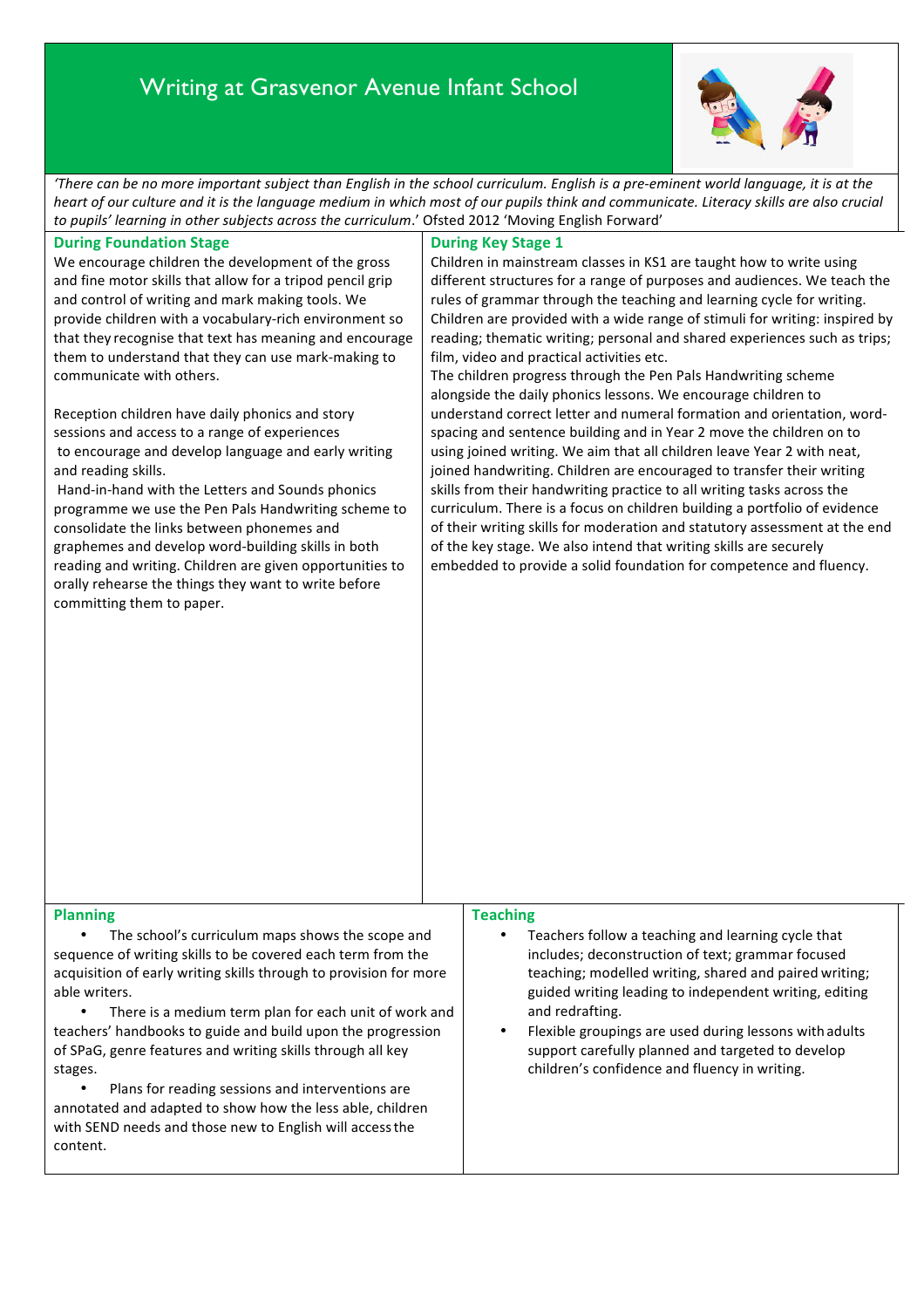# Writing at Grasvenor Avenue Infant School

*'There can be no more important subject than English in the school curriculum. English is a pre-eminent world language, it is at the heart of our culture and it is the language medium in which most of our pupils think and communicate. Literacy skills are also crucial to pupils' learning in other subjects across the curriculum*.' Ofsted 2012 'Moving English Forward'

## During Foundation Stage

We encourage children the development of the gross and fine motor skills that allow for a tripod pencil grip and control of writing and mark making tools. We provide children with a vocabulary-rich environment so that they recognise that text has meaning and encourage them to understand that they can use mark-making to communicate with others.

Reception children have daily phonics and story sessions and access to a range of experiences to encourage and develop language and early writing and reading skills.

Hand-in-hand with the Letters and Sounds phonics programme we use the Pen Pals Handwriting scheme to consolidate the links between phonemes and graphemes and develop word-building skills in both reading and writing. Children are given opportunities to orally rehearse the things they want to write before committing them to paper.

## During Key Stage 1

Children in mainstream classes in KS1 are taught how to write using different structures for a range of purposes and audiences. We teach the rules of grammar through the teaching and learning cycle for writing. Children are provided with a wide range of stimuli for writing: inspired by reading; thematic writing; personal and shared experiences such as trips; film, video and practical activities etc.

The children progress through the Pen Pals Handwriting scheme alongside the daily phonics lessons. We encourage children to understand correct letter and numeral formation and orientation, word-spacing and sentence building and in Year 2 move the children on to using joined writing. We aim that all children leave Year 2 with neat, joined handwriting. Children are encouraged to transfer their writing skills from their handwriting practice to all writing tasks across the curriculum. There is a focus on children building a portfolio of evidence of their writing skills for moderation and statutory assessment at the end of the key stage. We also intend that writing skills are securely embedded to provide a solid foundation for competence and fluency.

## Planning

- The school's curriculum maps shows the scope and sequence of writing skills to be covered each term from the acquisition of early writing skills through to provision for more able writers.
- There is a medium term plan for each unit of work and teachers' handbooks to guide and build upon the progression of SPaG, genre features and writing skills through all key stages.
- Plans for reading sessions and interventions are annotated and adapted to show how the less able, children with SEND needs and those new to English will access the content.

## Teaching

- Teachers follow a teaching and learning cycle that includes; deconstruction of text; grammar focused teaching; modelled writing, shared and paired writing; guided writing leading to independent writing, editing and redrafting.
- Flexible groupings are used during lessons with adults support carefully planned and targeted to develop children's confidence and fluency in writing.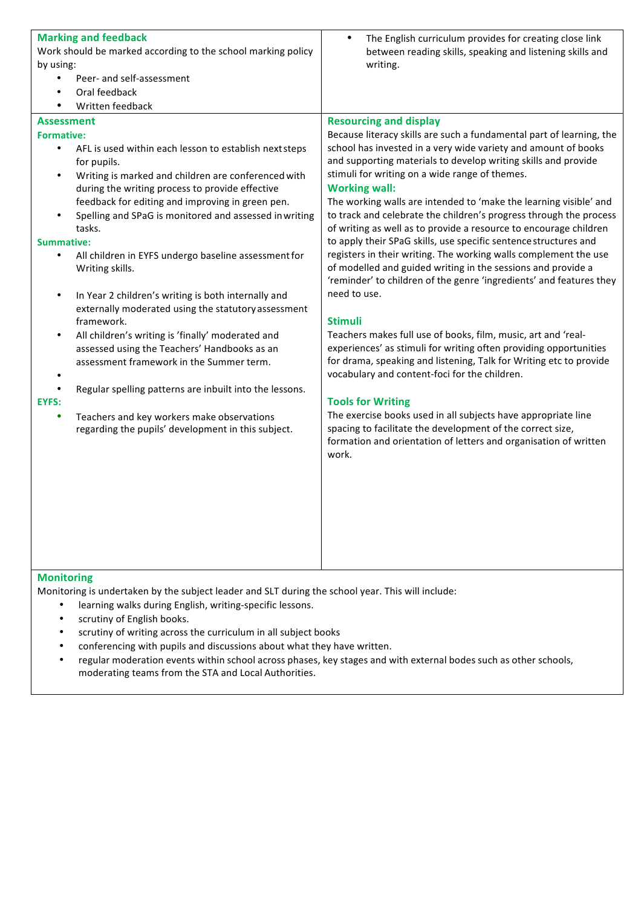## Marking and feedback

Work should be marked according to the school marking policy by using:

- Peer- and self-assessment
- Oral feedback
- Written feedback

- The English curriculum provides for creating close link between reading skills, speaking and listening skills and writing.

## Assessment

### Formative:

- AFL is used within each lesson to establish next steps for pupils.
- Writing is marked and children are conferenced with during the writing process to provide effective feedback for editing and improving in green pen.
- Spelling and SPaG is monitored and assessed in writing tasks.

### Summative:

- All children in EYFS undergo baseline assessment for Writing skills.
- In Year 2 children's writing is both internally and externally moderated using the statutory assessment framework.
- All children's writing is 'finally' moderated and assessed using the Teachers' Handbooks as an assessment framework in the Summer term.
- 
- Regular spelling patterns are inbuilt into the lessons.

### EYFS:

- Teachers and key workers make observations regarding the pupils' development in this subject.

## Resourcing and display

Because literacy skills are such a fundamental part of learning, the school has invested in a very wide variety and amount of books and supporting materials to develop writing skills and provide stimuli for writing on a wide range of themes.

### Working wall:

The working walls are intended to 'make the learning visible' and to track and celebrate the children's progress through the process of writing as well as to provide a resource to encourage children to apply their SPaG skills, use specific sentence structures and registers in their writing. The working walls complement the use of modelled and guided writing in the sessions and provide a 'reminder' to children of the genre 'ingredients' and features they need to use.

### Stimuli

Teachers makes full use of books, film, music, art and 'real-experiences' as stimuli for writing often providing opportunities for drama, speaking and listening, Talk for Writing etc to provide vocabulary and content-foci for the children.

### Tools for Writing

The exercise books used in all subjects have appropriate line spacing to facilitate the development of the correct size, formation and orientation of letters and organisation of written work.

## Monitoring

Monitoring is undertaken by the subject leader and SLT during the school year. This will include:

- learning walks during English, writing-specific lessons.
- scrutiny of English books.
- scrutiny of writing across the curriculum in all subject books
- conferencing with pupils and discussions about what they have written.
- regular moderation events within school across phases, key stages and with external bodes such as other schools, moderating teams from the STA and Local Authorities.